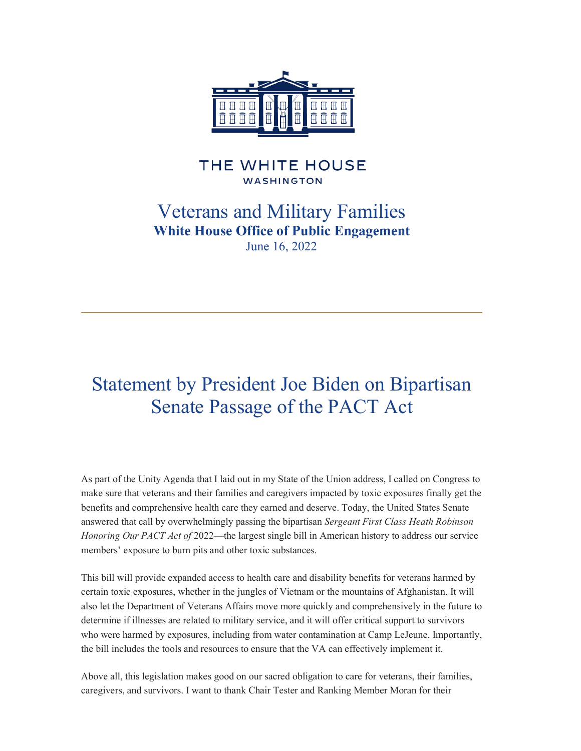THE WHITE HOUSE
WASHINGTON

Veterans and Military Families
**White House Office of Public Engagement**
June 16, 2022

---

# Statement by President Joe Biden on Bipartisan Senate Passage of the PACT Act

As part of the Unity Agenda that I laid out in my State of the Union address, I called on Congress to make sure that veterans and their families and caregivers impacted by toxic exposures finally get the benefits and comprehensive health care they earned and deserve. Today, the United States Senate answered that call by overwhelmingly passing the bipartisan *Sergeant First Class Heath Robinson Honoring Our PACT Act of* 2022—the largest single bill in American history to address our service members' exposure to burn pits and other toxic substances.

This bill will provide expanded access to health care and disability benefits for veterans harmed by certain toxic exposures, whether in the jungles of Vietnam or the mountains of Afghanistan. It will also let the Department of Veterans Affairs move more quickly and comprehensively in the future to determine if illnesses are related to military service, and it will offer critical support to survivors who were harmed by exposures, including from water contamination at Camp LeJeune. Importantly, the bill includes the tools and resources to ensure that the VA can effectively implement it.

Above all, this legislation makes good on our sacred obligation to care for veterans, their families, caregivers, and survivors. I want to thank Chair Tester and Ranking Member Moran for their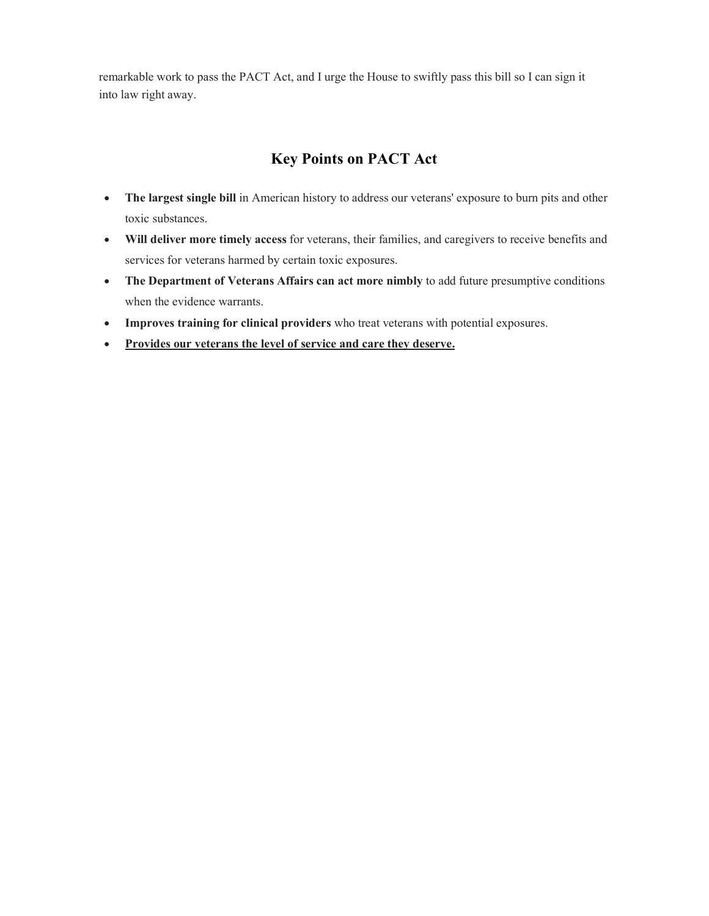remarkable work to pass the PACT Act, and I urge the House to swiftly pass this bill so I can sign it into law right away.

## Key Points on PACT Act

- **The largest single bill** in American history to address our veterans' exposure to burn pits and other toxic substances.
- **Will deliver more timely access** for veterans, their families, and caregivers to receive benefits and services for veterans harmed by certain toxic exposures.
- **The Department of Veterans Affairs can act more nimbly** to add future presumptive conditions when the evidence warrants.
- **Improves training for clinical providers** who treat veterans with potential exposures.
- **<u>Provides our veterans the level of service and care they deserve.</u>**